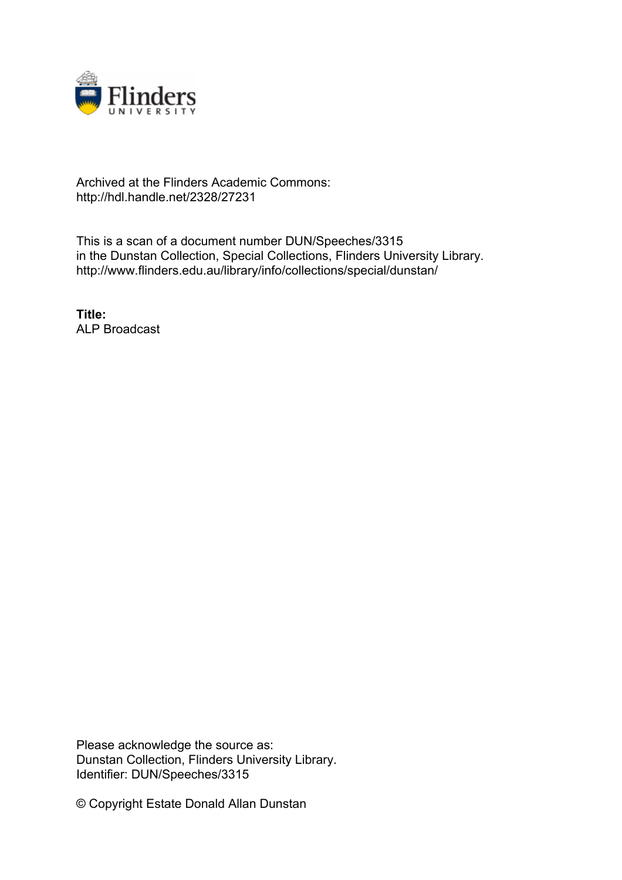Archived at the Flinders Academic Commons:
http://hdl.handle.net/2328/27231

This is a scan of a document number DUN/Speeches/3315
in the Dunstan Collection, Special Collections, Flinders University Library.
http://www.flinders.edu.au/library/info/collections/special/dunstan/

**Title:**
ALP Broadcast

Please acknowledge the source as:
Dunstan Collection, Flinders University Library.
Identifier: DUN/Speeches/3315

© Copyright Estate Donald Allan Dunstan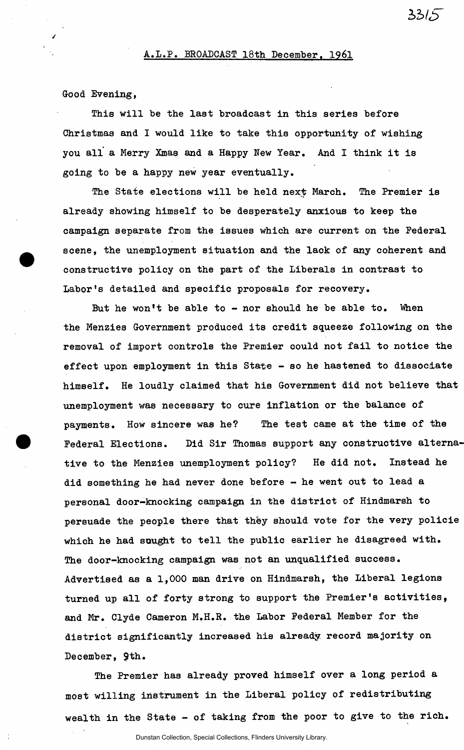## A.L.P. BROADCAST 18th December, 1961

Good Evening,

This will be the last broadcast in this series before Christmas and I would like to take this opportunity of wishing you all a Merry Xmas and a Happy New Year. And I think it is going to be a happy new year eventually.

The State elections will be held next March. The Premier is already showing himself to be desperately anxious to keep the campaign separate from the issues which are current on the Federal scene, the unemployment situation and the lack of any coherent and constructive policy on the part of the Liberals in contrast to Labor's detailed and specific proposals for recovery.

But he won't be able to - nor should he be able to. When the Menzies Government produced its credit squeeze following on the removal of import controls the Premier could not fail to notice the effect upon employment in this State - so he hastened to dissociate himself. He loudly claimed that his Government did not believe that unemployment was necessary to cure inflation or the balance of payments. How sincere was he? The test came at the time of the Federal Elections. Did Sir Thomas support any constructive alternative to the Menzies unemployment policy? He did not. Instead he did something he had never done before - he went out to lead a personal door-knocking campaign in the district of Hindmarsh to persuade the people there that they should vote for the very policie which he had sought to tell the public earlier he disagreed with. The door-knocking campaign was not an unqualified success. Advertised as a 1,000 man drive on Hindmarsh, the Liberal legions turned up all of forty strong to support the Premier's activities, and Mr. Clyde Cameron M.H.R. the Labor Federal Member for the district significantly increased his already record majority on December, 9th.

The Premier has already proved himself over a long period a most willing instrument in the Liberal policy of redistributing wealth in the State - of taking from the poor to give to the rich.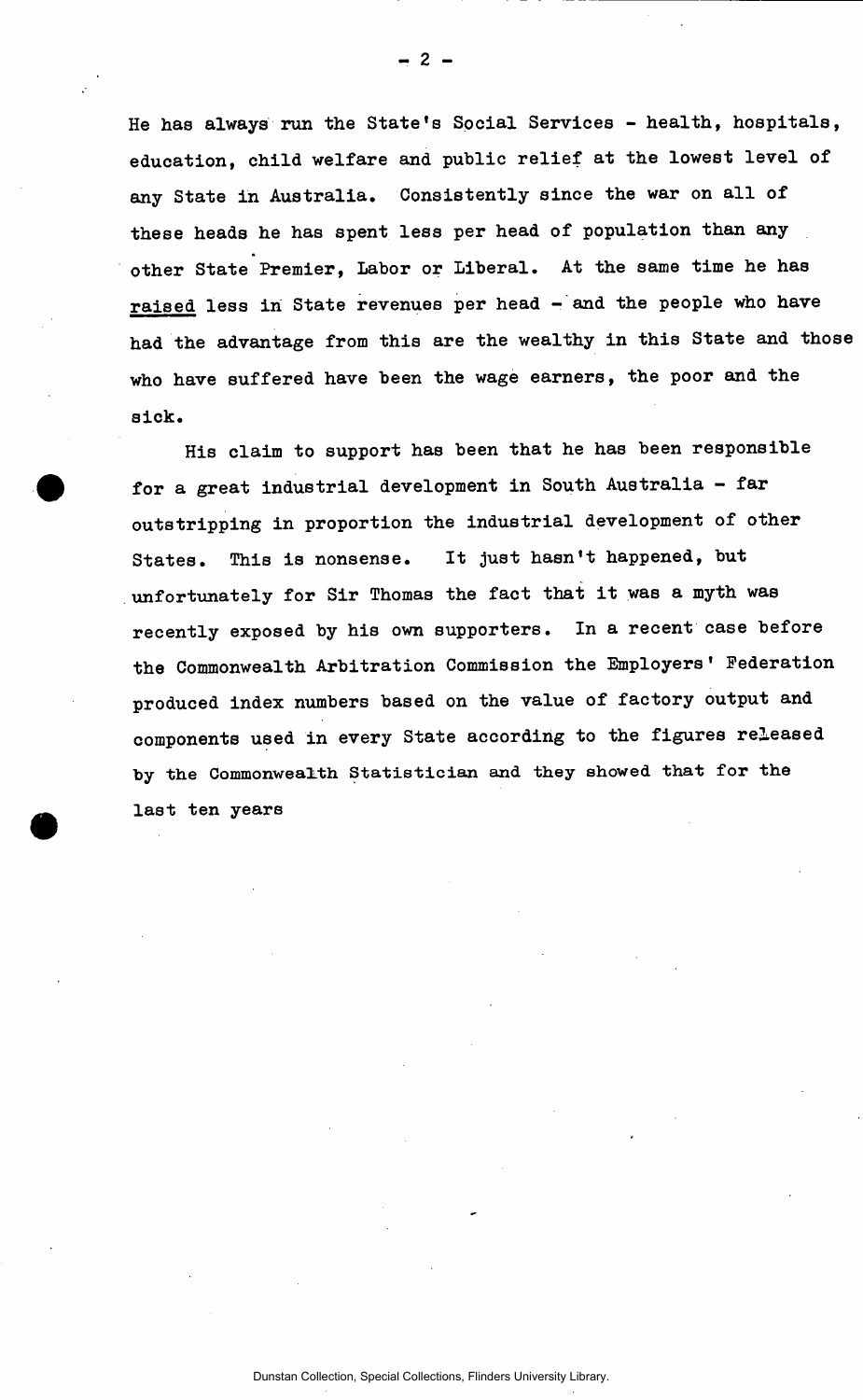He has always run the State's Social Services - health, hospitals, education, child welfare and public relief at the lowest level of any State in Australia. Consistently since the war on all of these heads he has spent less per head of population than any other State Premier, Labor or Liberal. At the same time he has <u>raised</u> less in State revenues per head - and the people who have had the advantage from this are the wealthy in this State and those who have suffered have been the wage earners, the poor and the sick.

His claim to support has been that he has been responsible for a great industrial development in South Australia - far outstripping in proportion the industrial development of other States. This is nonsense. It just hasn't happened, but unfortunately for Sir Thomas the fact that it was a myth was recently exposed by his own supporters. In a recent case before the Commonwealth Arbitration Commission the Employers' Federation produced index numbers based on the value of factory output and components used in every State according to the figures released by the Commonwealth Statistician and they showed that for the last ten years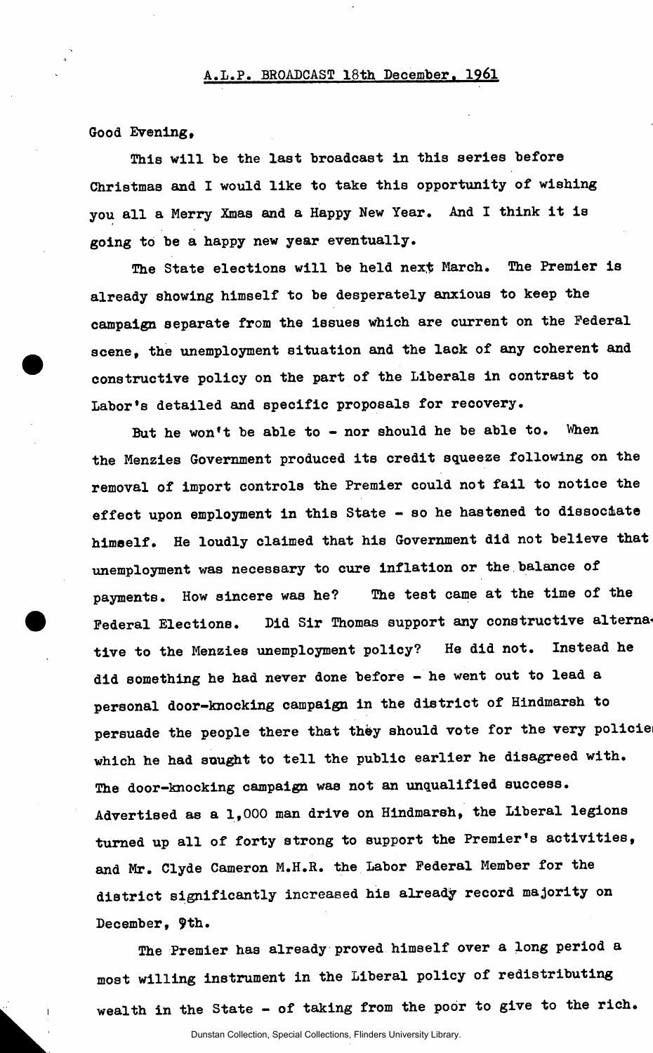A.L.P. BROADCAST 18th December, 1961

Good Evening,

This will be the last broadcast in this series before Christmas and I would like to take this opportunity of wishing you all a Merry Xmas and a Happy New Year. And I think it is going to be a happy new year eventually.

The State elections will be held next March. The Premier is already showing himself to be desperately anxious to keep the campaign separate from the issues which are current on the Federal scene, the unemployment situation and the lack of any coherent and constructive policy on the part of the Liberals in contrast to Labor's detailed and specific proposals for recovery.

But he won't be able to - nor should he be able to. When the Menzies Government produced its credit squeeze following on the removal of import controls the Premier could not fail to notice the effect upon employment in this State - so he hastened to dissociate himself. He loudly claimed that his Government did not believe that unemployment was necessary to cure inflation or the balance of payments. How sincere was he? The test came at the time of the Federal Elections. Did Sir Thomas support any constructive alternative to the Menzies unemployment policy? He did not. Instead he did something he had never done before - he went out to lead a personal door-knocking campaign in the district of Hindmarsh to persuade the people there that they should vote for the very policies which he had sought to tell the public earlier he disagreed with. The door-knocking campaign was not an unqualified success. Advertised as a 1,000 man drive on Hindmarsh, the Liberal legions turned up all of forty strong to support the Premier's activities, and Mr. Clyde Cameron M.H.R. the Labor Federal Member for the district significantly increased his already record majority on December, 9th.

The Premier has already proved himself over a long period a most willing instrument in the Liberal policy of redistributing wealth in the State - of taking from the poor to give to the rich.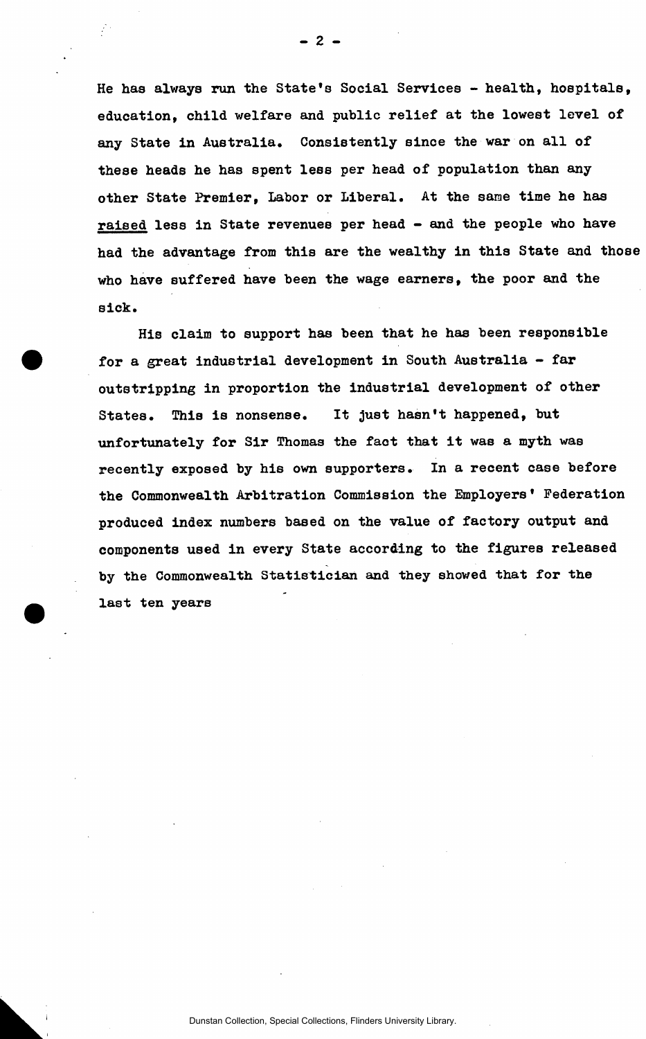He has always run the State's Social Services - health, hospitals, education, child welfare and public relief at the lowest level of any State in Australia. Consistently since the war on all of these heads he has spent less per head of population than any other State Premier, Labor or Liberal. At the same time he has raised less in State revenues per head - and the people who have had the advantage from this are the wealthy in this State and those who have suffered have been the wage earners, the poor and the sick.

His claim to support has been that he has been responsible for a great industrial development in South Australia - far outstripping in proportion the industrial development of other States. This is nonsense. It just hasn't happened, but unfortunately for Sir Thomas the fact that it was a myth was recently exposed by his own supporters. In a recent case before the Commonwealth Arbitration Commission the Employers' Federation produced index numbers based on the value of factory output and components used in every State according to the figures released by the Commonwealth Statistician and they showed that for the last ten years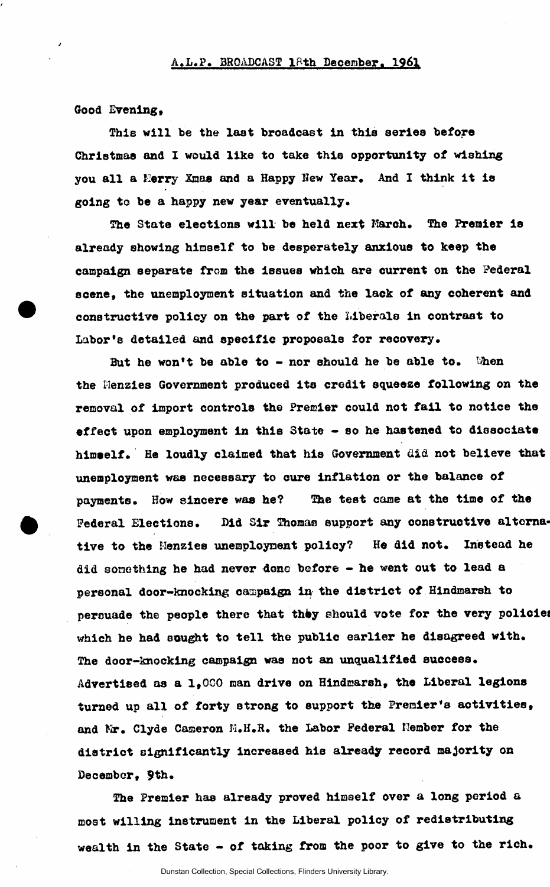A.L.P. BROADCAST 18th December, 1961

Good Evening,

This will be the last broadcast in this series before Christmas and I would like to take this opportunity of wishing you all a Merry Xmas and a Happy New Year. And I think it is going to be a happy new year eventually.

The State elections will be held next March. The Premier is already showing himself to be desperately anxious to keep the campaign separate from the issues which are current on the Federal scene, the unemployment situation and the lack of any coherent and constructive policy on the part of the Liberals in contrast to Labor's detailed and specific proposals for recovery.

But he won't be able to - nor should he be able to. When the Menzies Government produced its credit squeeze following on the removal of import controls the Premier could not fail to notice the effect upon employment in this State - so he hastened to dissociate himself. He loudly claimed that his Government did not believe that unemployment was necessary to cure inflation or the balance of payments. How sincere was he? The test came at the time of the Federal Elections. Did Sir Thomas support any constructive alternative to the Menzies unemployment policy? He did not. Instead he did something he had never done before - he went out to lead a personal door-knocking campaign in the district of Hindmarsh to persuade the people there that they should vote for the very policies which he had sought to tell the public earlier he disagreed with. The door-knocking campaign was not an unqualified success. Advertised as a 1,000 man drive on Hindmarsh, the Liberal legions turned up all of forty strong to support the Premier's activities, and Mr. Clyde Cameron M.H.R. the Labor Federal Member for the district significantly increased his already record majority on December, 9th.

The Premier has already proved himself over a long period a most willing instrument in the Liberal policy of redistributing wealth in the State - of taking from the poor to give to the rich.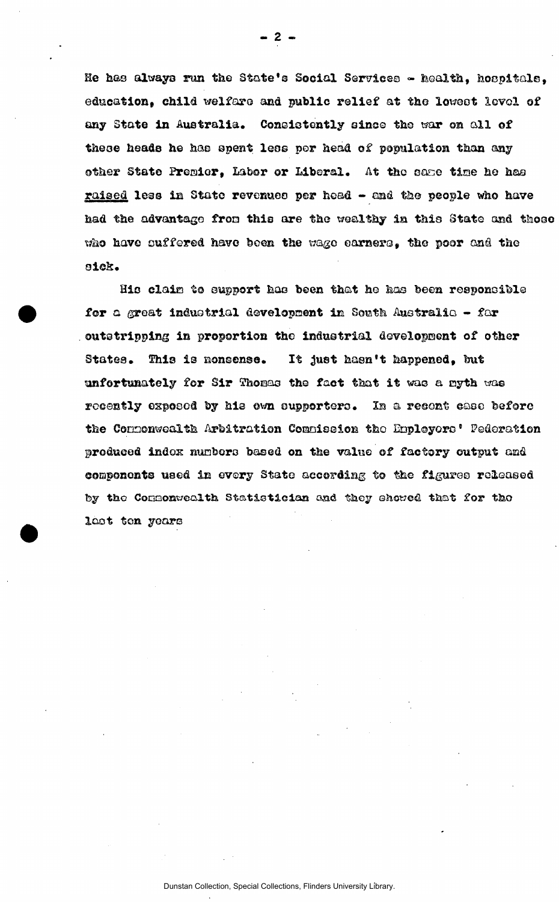He has always run the State's Social Services - health, hospitals, education, child welfare and public relief at the lowest level of any State in Australia. Consistently since the war on all of these heads he has spent less per head of population than any other State Premier, Labor or Liberal. At the same time he has raised less in State revenues per head - and the people who have had the advantage from this are the wealthy in this State and those who have suffered have been the wage earners, the poor and the sick.

His claim to support has been that he has been responsible for a great industrial development in South Australia - far outstripping in proportion the industrial development of other States. This is nonsense. It just hasn't happened, but unfortunately for Sir Thomas the fact that it was a myth was recently exposed by his own supporters. In a recent case before the Commonwealth Arbitration Commission the Employers' Federation produced index numbers based on the value of factory output and components used in every State according to the figures released by the Commonwealth Statistician and they showed that for the last ten years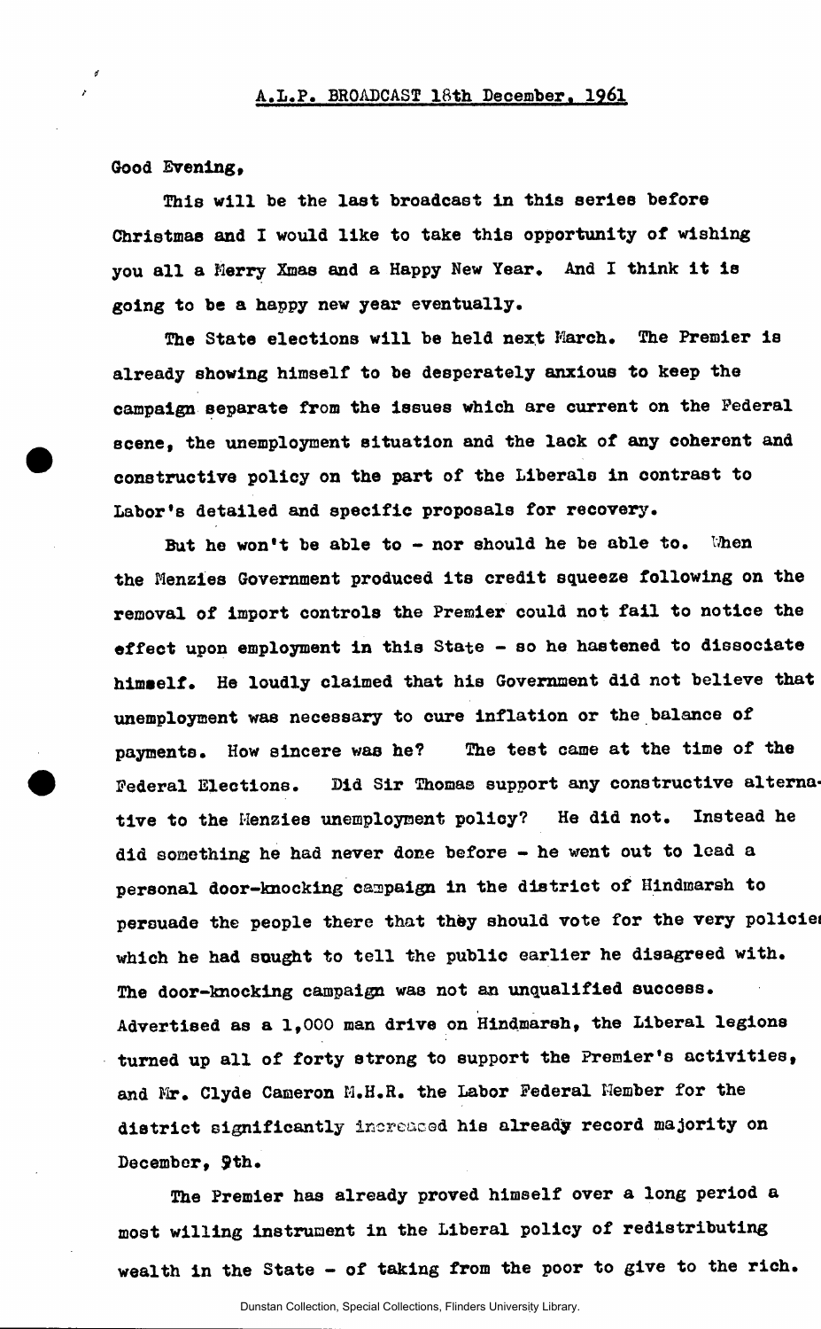## A.L.P. BROADCAST 18th December, 1961

Good Evening,

This will be the last broadcast in this series before Christmas and I would like to take this opportunity of wishing you all a Merry Xmas and a Happy New Year. And I think it is going to be a happy new year eventually.

The State elections will be held next March. The Premier is already showing himself to be desperately anxious to keep the campaign separate from the issues which are current on the Federal scene, the unemployment situation and the lack of any coherent and constructive policy on the part of the Liberals in contrast to Labor's detailed and specific proposals for recovery.

But he won't be able to - nor should he be able to. When the Menzies Government produced its credit squeeze following on the removal of import controls the Premier could not fail to notice the effect upon employment in this State - so he hastened to dissociate himself. He loudly claimed that his Government did not believe that unemployment was necessary to cure inflation or the balance of payments. How sincere was he? The test came at the time of the Federal Elections. Did Sir Thomas support any constructive alternative to the Menzies unemployment policy? He did not. Instead he did something he had never done before - he went out to lead a personal door-knocking campaign in the district of Hindmarsh to persuade the people there that they should vote for the very policies which he had sought to tell the public earlier he disagreed with. The door-knocking campaign was not an unqualified success. Advertised as a 1,000 man drive on Hindmarsh, the Liberal legions turned up all of forty strong to support the Premier's activities, and Mr. Clyde Cameron M.H.R. the Labor Federal Member for the district significantly increased his already record majority on December, 9th.

The Premier has already proved himself over a long period a most willing instrument in the Liberal policy of redistributing wealth in the State - of taking from the poor to give to the rich.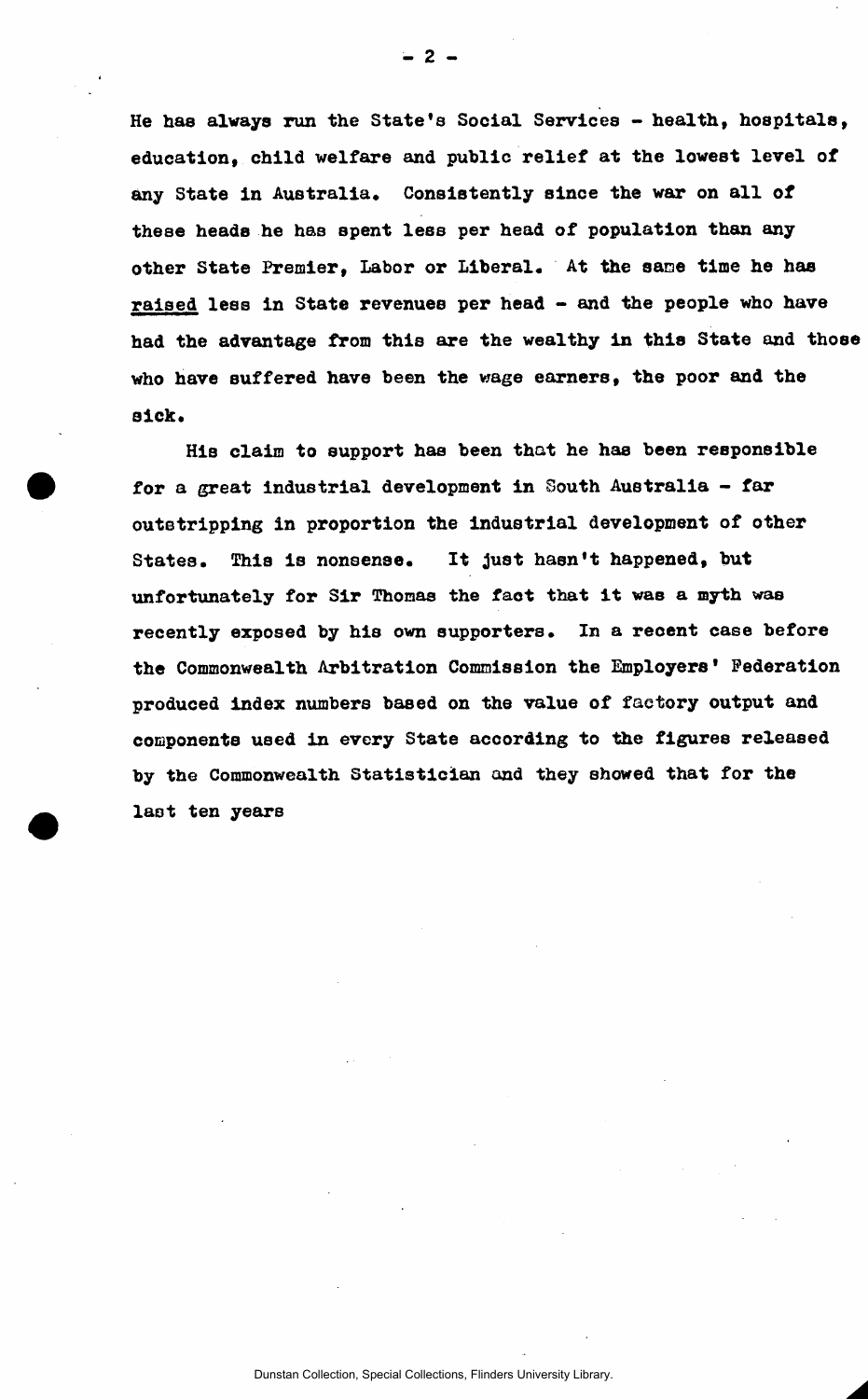He has always run the State's Social Services - health, hospitals, education, child welfare and public relief at the lowest level of any State in Australia. Consistently since the war on all of these heads he has spent less per head of population than any other State Premier, Labor or Liberal. At the same time he has raised less in State revenues per head - and the people who have had the advantage from this are the wealthy in this State and those who have suffered have been the wage earners, the poor and the sick.

His claim to support has been that he has been responsible for a great industrial development in South Australia - far outstripping in proportion the industrial development of other States. This is nonsense. It just hasn't happened, but unfortunately for Sir Thomas the fact that it was a myth was recently exposed by his own supporters. In a recent case before the Commonwealth Arbitration Commission the Employers' Federation produced index numbers based on the value of factory output and components used in every State according to the figures released by the Commonwealth Statistician and they showed that for the last ten years